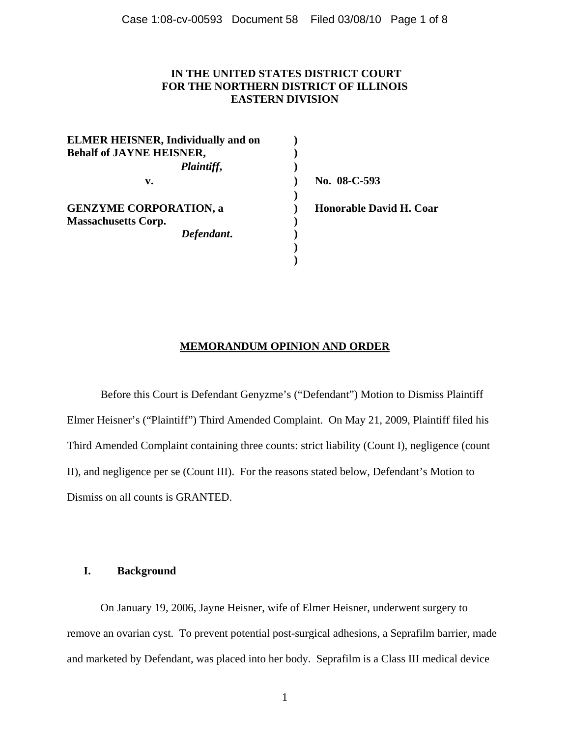**IN THE UNITED STATES DISTRICT COURT**
**FOR THE NORTHERN DISTRICT OF ILLINOIS**
**EASTERN DIVISION**

| | | |
|---|---|---|
| **ELMER HEISNER, Individually and on Behalf of JAYNE HEISNER,** *Plaintiff***,** | ) | |
| **v.** | ) | **No. 08-C-593** |
| **GENZYME CORPORATION, a Massachusetts Corp.** *Defendant***.** | ) | **Honorable David H. Coar** |

**MEMORANDUM OPINION AND ORDER**

Before this Court is Defendant Genyzme's ("Defendant") Motion to Dismiss Plaintiff Elmer Heisner's ("Plaintiff") Third Amended Complaint. On May 21, 2009, Plaintiff filed his Third Amended Complaint containing three counts: strict liability (Count I), negligence (count II), and negligence per se (Count III). For the reasons stated below, Defendant's Motion to Dismiss on all counts is GRANTED.

## I. Background

On January 19, 2006, Jayne Heisner, wife of Elmer Heisner, underwent surgery to remove an ovarian cyst. To prevent potential post-surgical adhesions, a Seprafilm barrier, made and marketed by Defendant, was placed into her body. Seprafilm is a Class III medical device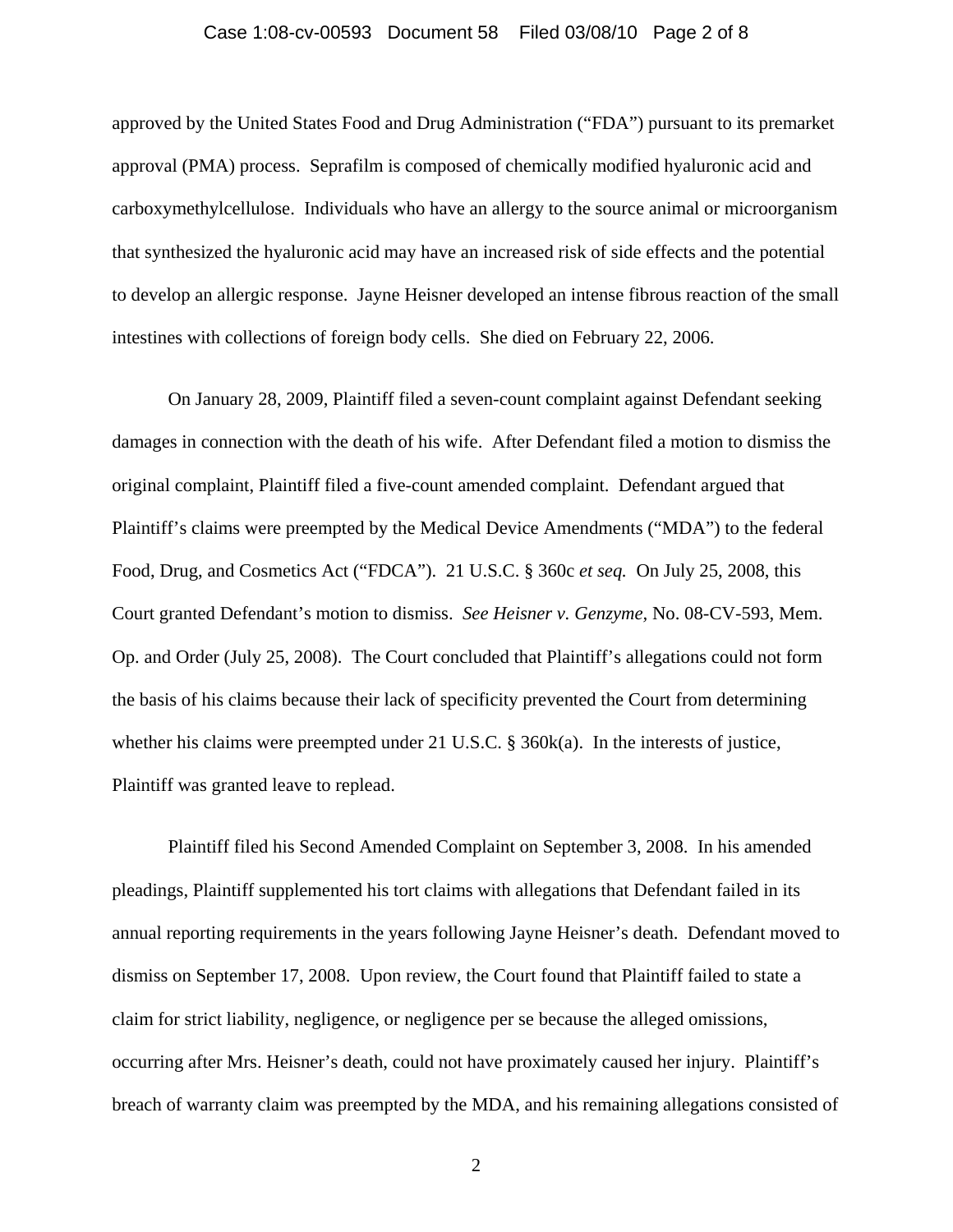approved by the United States Food and Drug Administration ("FDA") pursuant to its premarket approval (PMA) process. Seprafilm is composed of chemically modified hyaluronic acid and carboxymethylcellulose. Individuals who have an allergy to the source animal or microorganism that synthesized the hyaluronic acid may have an increased risk of side effects and the potential to develop an allergic response. Jayne Heisner developed an intense fibrous reaction of the small intestines with collections of foreign body cells. She died on February 22, 2006.

On January 28, 2009, Plaintiff filed a seven-count complaint against Defendant seeking damages in connection with the death of his wife. After Defendant filed a motion to dismiss the original complaint, Plaintiff filed a five-count amended complaint. Defendant argued that Plaintiff's claims were preempted by the Medical Device Amendments ("MDA") to the federal Food, Drug, and Cosmetics Act ("FDCA"). 21 U.S.C. § 360c *et seq.* On July 25, 2008, this Court granted Defendant's motion to dismiss. *See Heisner v. Genzyme*, No. 08-CV-593, Mem. Op. and Order (July 25, 2008). The Court concluded that Plaintiff's allegations could not form the basis of his claims because their lack of specificity prevented the Court from determining whether his claims were preempted under 21 U.S.C. § 360k(a). In the interests of justice, Plaintiff was granted leave to replead.

Plaintiff filed his Second Amended Complaint on September 3, 2008. In his amended pleadings, Plaintiff supplemented his tort claims with allegations that Defendant failed in its annual reporting requirements in the years following Jayne Heisner's death. Defendant moved to dismiss on September 17, 2008. Upon review, the Court found that Plaintiff failed to state a claim for strict liability, negligence, or negligence per se because the alleged omissions, occurring after Mrs. Heisner's death, could not have proximately caused her injury. Plaintiff's breach of warranty claim was preempted by the MDA, and his remaining allegations consisted of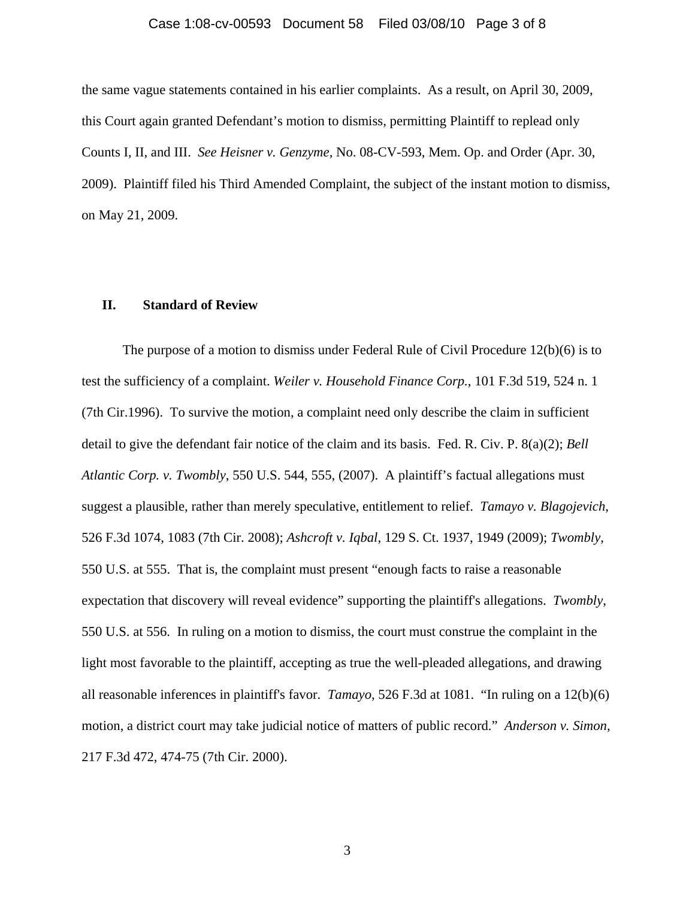the same vague statements contained in his earlier complaints. As a result, on April 30, 2009, this Court again granted Defendant's motion to dismiss, permitting Plaintiff to replead only Counts I, II, and III. *See Heisner v. Genzyme,* No. 08-CV-593, Mem. Op. and Order (Apr. 30, 2009). Plaintiff filed his Third Amended Complaint, the subject of the instant motion to dismiss, on May 21, 2009.

## II. Standard of Review

The purpose of a motion to dismiss under Federal Rule of Civil Procedure 12(b)(6) is to test the sufficiency of a complaint. *Weiler v. Household Finance Corp.*, 101 F.3d 519, 524 n. 1 (7th Cir.1996). To survive the motion, a complaint need only describe the claim in sufficient detail to give the defendant fair notice of the claim and its basis. Fed. R. Civ. P. 8(a)(2); *Bell Atlantic Corp. v. Twombly*, 550 U.S. 544, 555, (2007). A plaintiff's factual allegations must suggest a plausible, rather than merely speculative, entitlement to relief. *Tamayo v. Blagojevich*, 526 F.3d 1074, 1083 (7th Cir. 2008); *Ashcroft v. Iqbal*, 129 S. Ct. 1937, 1949 (2009); *Twombly*, 550 U.S. at 555. That is, the complaint must present "enough facts to raise a reasonable expectation that discovery will reveal evidence" supporting the plaintiff's allegations. *Twombly*, 550 U.S. at 556. In ruling on a motion to dismiss, the court must construe the complaint in the light most favorable to the plaintiff, accepting as true the well-pleaded allegations, and drawing all reasonable inferences in plaintiff's favor. *Tamayo*, 526 F.3d at 1081. "In ruling on a 12(b)(6) motion, a district court may take judicial notice of matters of public record." *Anderson v. Simon*, 217 F.3d 472, 474-75 (7th Cir. 2000).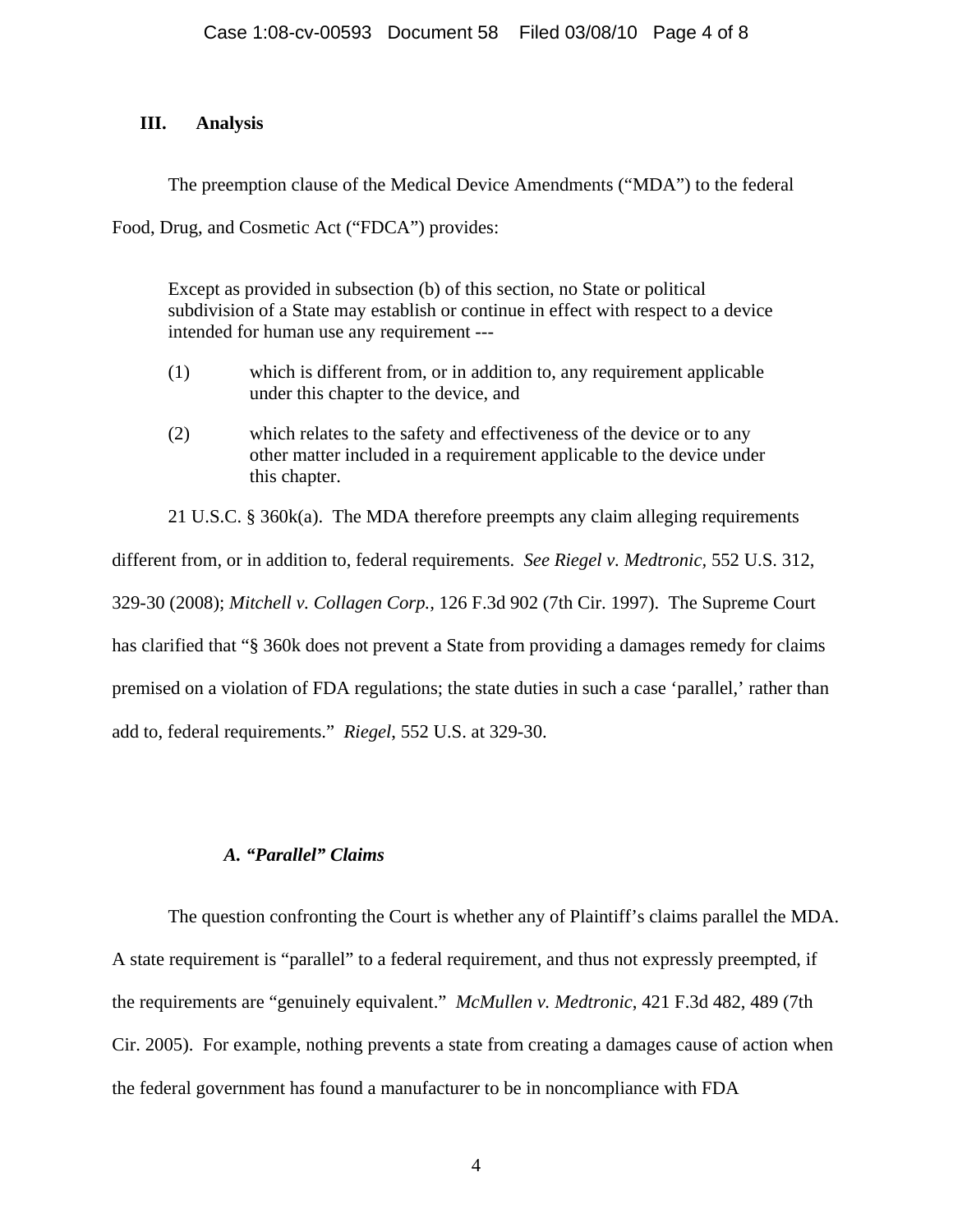## III. Analysis

The preemption clause of the Medical Device Amendments ("MDA") to the federal Food, Drug, and Cosmetic Act ("FDCA") provides:

> Except as provided in subsection (b) of this section, no State or political subdivision of a State may establish or continue in effect with respect to a device intended for human use any requirement ---
>
> (1) which is different from, or in addition to, any requirement applicable under this chapter to the device, and
>
> (2) which relates to the safety and effectiveness of the device or to any other matter included in a requirement applicable to the device under this chapter.

21 U.S.C. § 360k(a). The MDA therefore preempts any claim alleging requirements different from, or in addition to, federal requirements. *See Riegel v. Medtronic,* 552 U.S. 312, 329-30 (2008); *Mitchell v. Collagen Corp.,* 126 F.3d 902 (7th Cir. 1997). The Supreme Court has clarified that "§ 360k does not prevent a State from providing a damages remedy for claims premised on a violation of FDA regulations; the state duties in such a case 'parallel,' rather than add to, federal requirements." *Riegel*, 552 U.S. at 329-30.

### *A. "Parallel" Claims*

The question confronting the Court is whether any of Plaintiff's claims parallel the MDA. A state requirement is "parallel" to a federal requirement, and thus not expressly preempted, if the requirements are "genuinely equivalent." *McMullen v. Medtronic*, 421 F.3d 482, 489 (7th Cir. 2005). For example, nothing prevents a state from creating a damages cause of action when the federal government has found a manufacturer to be in noncompliance with FDA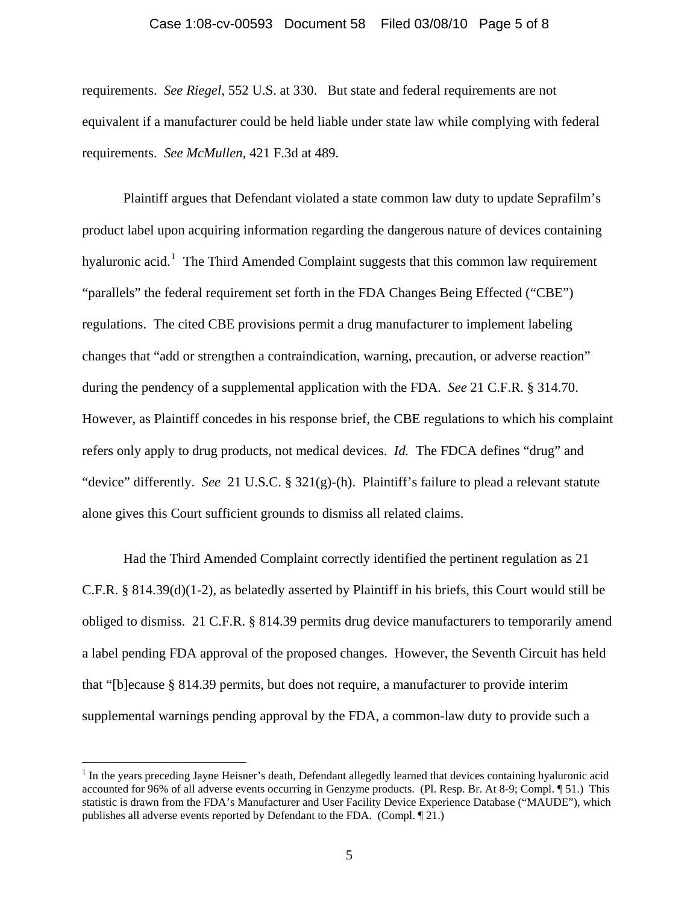requirements. *See Riegel*, 552 U.S. at 330. But state and federal requirements are not equivalent if a manufacturer could be held liable under state law while complying with federal requirements. *See McMullen*, 421 F.3d at 489.

Plaintiff argues that Defendant violated a state common law duty to update Seprafilm's product label upon acquiring information regarding the dangerous nature of devices containing hyaluronic acid.[1] The Third Amended Complaint suggests that this common law requirement "parallels" the federal requirement set forth in the FDA Changes Being Effected ("CBE") regulations. The cited CBE provisions permit a drug manufacturer to implement labeling changes that "add or strengthen a contraindication, warning, precaution, or adverse reaction" during the pendency of a supplemental application with the FDA. *See* 21 C.F.R. § 314.70. However, as Plaintiff concedes in his response brief, the CBE regulations to which his complaint refers only apply to drug products, not medical devices. *Id.* The FDCA defines "drug" and "device" differently. *See* 21 U.S.C. § 321(g)-(h). Plaintiff's failure to plead a relevant statute alone gives this Court sufficient grounds to dismiss all related claims.

Had the Third Amended Complaint correctly identified the pertinent regulation as 21 C.F.R. § 814.39(d)(1-2), as belatedly asserted by Plaintiff in his briefs, this Court would still be obliged to dismiss. 21 C.F.R. § 814.39 permits drug device manufacturers to temporarily amend a label pending FDA approval of the proposed changes. However, the Seventh Circuit has held that "[b]ecause § 814.39 permits, but does not require, a manufacturer to provide interim supplemental warnings pending approval by the FDA, a common-law duty to provide such a

[1] In the years preceding Jayne Heisner's death, Defendant allegedly learned that devices containing hyaluronic acid accounted for 96% of all adverse events occurring in Genzyme products. (Pl. Resp. Br. At 8-9; Compl. ¶ 51.) This statistic is drawn from the FDA's Manufacturer and User Facility Device Experience Database ("MAUDE"), which publishes all adverse events reported by Defendant to the FDA. (Compl. ¶ 21.)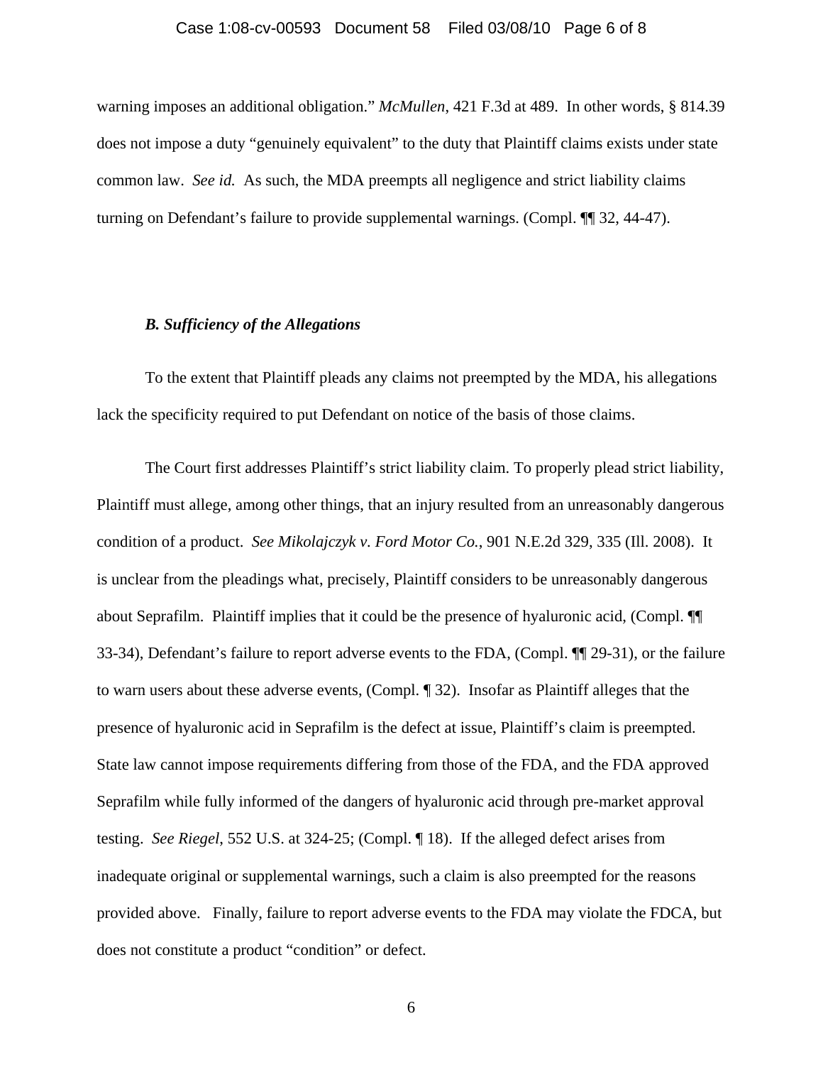warning imposes an additional obligation." *McMullen*, 421 F.3d at 489. In other words, § 814.39 does not impose a duty "genuinely equivalent" to the duty that Plaintiff claims exists under state common law. *See id.* As such, the MDA preempts all negligence and strict liability claims turning on Defendant's failure to provide supplemental warnings. (Compl. ¶¶ 32, 44-47).

***B. Sufficiency of the Allegations***

To the extent that Plaintiff pleads any claims not preempted by the MDA, his allegations lack the specificity required to put Defendant on notice of the basis of those claims.

The Court first addresses Plaintiff's strict liability claim. To properly plead strict liability, Plaintiff must allege, among other things, that an injury resulted from an unreasonably dangerous condition of a product. *See Mikolajczyk v. Ford Motor Co.*, 901 N.E.2d 329, 335 (Ill. 2008). It is unclear from the pleadings what, precisely, Plaintiff considers to be unreasonably dangerous about Seprafilm. Plaintiff implies that it could be the presence of hyaluronic acid, (Compl. ¶¶ 33-34), Defendant's failure to report adverse events to the FDA, (Compl. ¶¶ 29-31), or the failure to warn users about these adverse events, (Compl. ¶ 32). Insofar as Plaintiff alleges that the presence of hyaluronic acid in Seprafilm is the defect at issue, Plaintiff's claim is preempted. State law cannot impose requirements differing from those of the FDA, and the FDA approved Seprafilm while fully informed of the dangers of hyaluronic acid through pre-market approval testing. *See Riegel*, 552 U.S. at 324-25; (Compl. ¶ 18). If the alleged defect arises from inadequate original or supplemental warnings, such a claim is also preempted for the reasons provided above. Finally, failure to report adverse events to the FDA may violate the FDCA, but does not constitute a product "condition" or defect.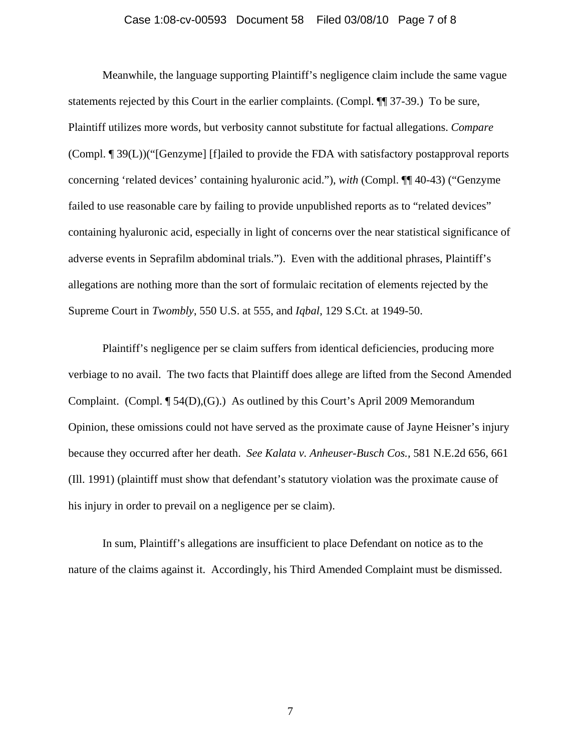Meanwhile, the language supporting Plaintiff's negligence claim include the same vague statements rejected by this Court in the earlier complaints. (Compl. ¶¶ 37-39.) To be sure, Plaintiff utilizes more words, but verbosity cannot substitute for factual allegations. *Compare* (Compl. ¶ 39(L))("[Genzyme] [f]ailed to provide the FDA with satisfactory postapproval reports concerning 'related devices' containing hyaluronic acid."), *with* (Compl. ¶¶ 40-43) ("Genzyme failed to use reasonable care by failing to provide unpublished reports as to "related devices" containing hyaluronic acid, especially in light of concerns over the near statistical significance of adverse events in Seprafilm abdominal trials."). Even with the additional phrases, Plaintiff's allegations are nothing more than the sort of formulaic recitation of elements rejected by the Supreme Court in *Twombly*, 550 U.S. at 555, and *Iqbal*, 129 S.Ct. at 1949-50.

Plaintiff's negligence per se claim suffers from identical deficiencies, producing more verbiage to no avail. The two facts that Plaintiff does allege are lifted from the Second Amended Complaint. (Compl. ¶ 54(D),(G).) As outlined by this Court's April 2009 Memorandum Opinion, these omissions could not have served as the proximate cause of Jayne Heisner's injury because they occurred after her death. *See Kalata v. Anheuser-Busch Cos.*, 581 N.E.2d 656, 661 (Ill. 1991) (plaintiff must show that defendant's statutory violation was the proximate cause of his injury in order to prevail on a negligence per se claim).

In sum, Plaintiff's allegations are insufficient to place Defendant on notice as to the nature of the claims against it. Accordingly, his Third Amended Complaint must be dismissed.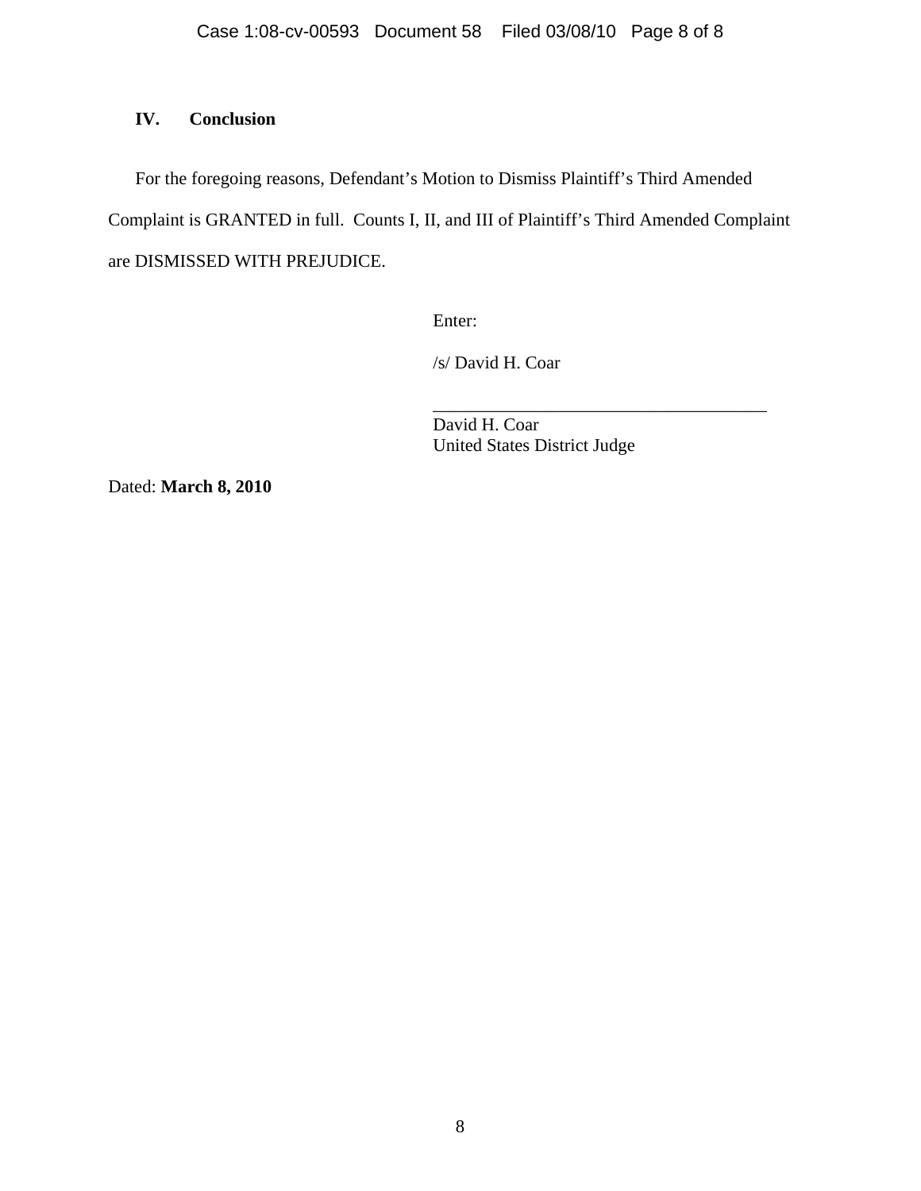## IV. Conclusion

For the foregoing reasons, Defendant's Motion to Dismiss Plaintiff's Third Amended Complaint is GRANTED in full. Counts I, II, and III of Plaintiff's Third Amended Complaint are DISMISSED WITH PREJUDICE.

Enter:

/s/ David H. Coar

\_\_\_\_\_\_\_\_\_\_\_\_\_\_\_\_\_\_\_\_\_\_\_\_\_\_\_\_\_\_\_\_\_\_\_\_\_\_

David H. Coar
United States District Judge

Dated: **March 8, 2010**